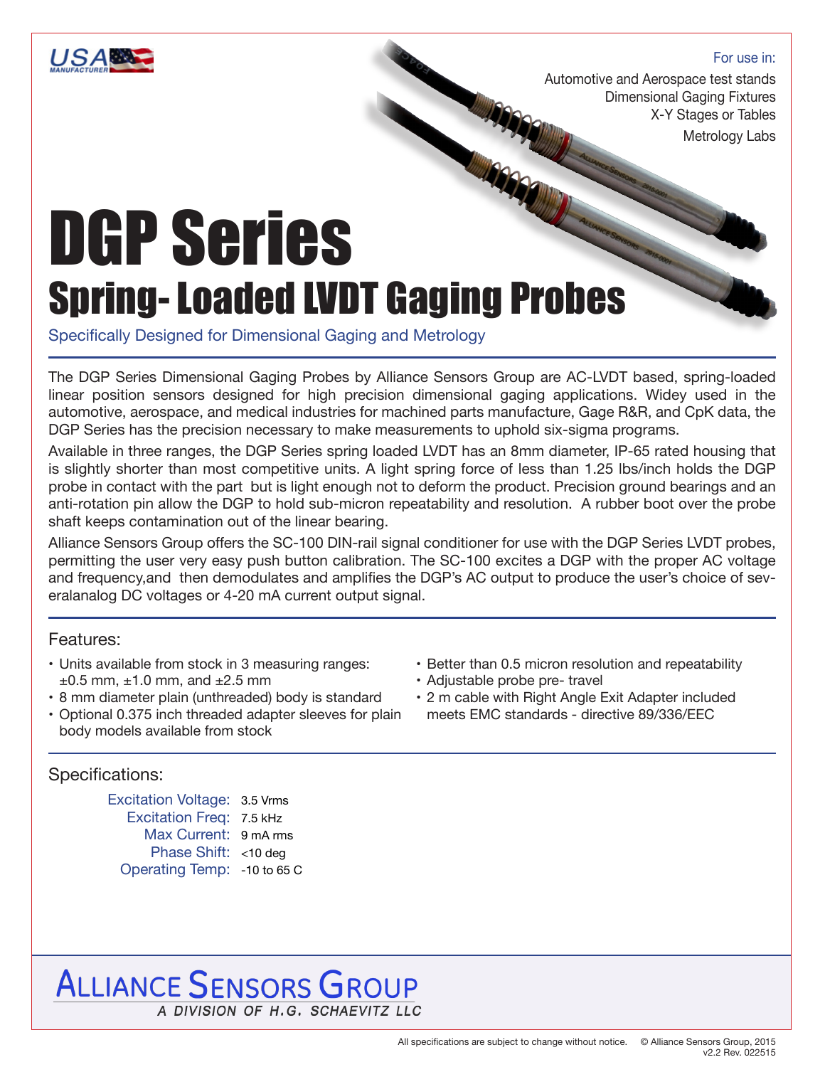USA MANUFACTURER

For use in:

Automotive and Aerospace test stands
Dimensional Gaging Fixtures
X-Y Stages or Tables
Metrology Labs

# DGP Series

## Spring- Loaded LVDT Gaging Probes

Specifically Designed for Dimensional Gaging and Metrology

The DGP Series Dimensional Gaging Probes by Alliance Sensors Group are AC-LVDT based, spring-loaded linear position sensors designed for high precision dimensional gaging applications. Widey used in the automotive, aerospace, and medical industries for machined parts manufacture, Gage R&R, and CpK data, the DGP Series has the precision necessary to make measurements to uphold six-sigma programs.

Available in three ranges, the DGP Series spring loaded LVDT has an 8mm diameter, IP-65 rated housing that is slightly shorter than most competitive units. A light spring force of less than 1.25 lbs/inch holds the DGP probe in contact with the part but is light enough not to deform the product. Precision ground bearings and an anti-rotation pin allow the DGP to hold sub-micron repeatability and resolution. A rubber boot over the probe shaft keeps contamination out of the linear bearing.

Alliance Sensors Group offers the SC-100 DIN-rail signal conditioner for use with the DGP Series LVDT probes, permitting the user very easy push button calibration. The SC-100 excites a DGP with the proper AC voltage and frequency,and then demodulates and amplifies the DGP's AC output to produce the user's choice of several analog DC voltages or 4-20 mA current output signal.

### Features:

- Units available from stock in 3 measuring ranges: ±0.5 mm, ±1.0 mm, and ±2.5 mm
- 8 mm diameter plain (unthreaded) body is standard
- Optional 0.375 inch threaded adapter sleeves for plain body models available from stock
- Better than 0.5 micron resolution and repeatability
- Adjustable probe pre- travel
- 2 m cable with Right Angle Exit Adapter included meets EMC standards - directive 89/336/EEC

### Specifications:

| | |
|---|---|
| Excitation Voltage: | 3.5 Vrms |
| Excitation Freq: | 7.5 kHz |
| Max Current: | 9 mA rms |
| Phase Shift: | <10 deg |
| Operating Temp: | -10 to 65 C |

ALLIANCE SENSORS GROUP
A DIVISION OF H.G. SCHAEVITZ LLC

All specifications are subject to change without notice. © Alliance Sensors Group, 2015
v2.2 Rev. 022515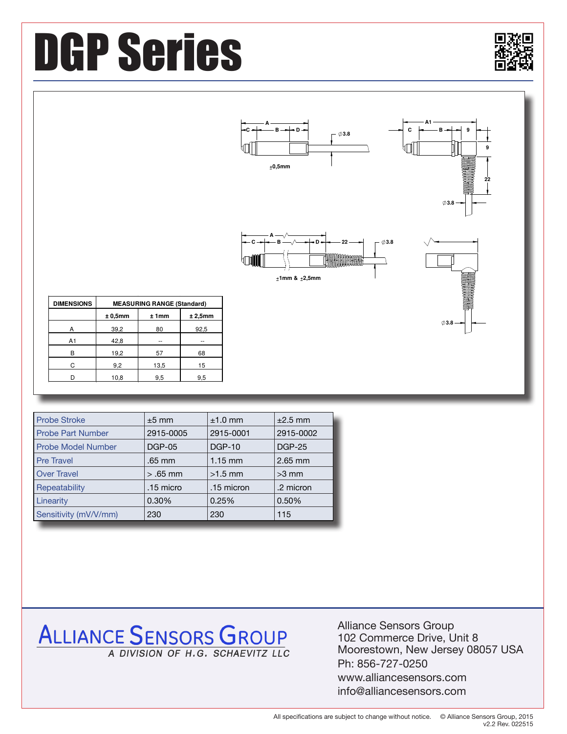# DGP Series

A
C B D
∅3.8
±0,5mm

A1
C B 9
9
22
∅3.8

A
C B D 22
∅3.8
±1mm & ±2,5mm

∅3.8

| DIMENSIONS | MEASURING RANGE (Standard) | | |
|---|---|---|---|
| | ± 0,5mm | ± 1mm | ± 2,5mm |
| A | 39,2 | 80 | 92,5 |
| A1 | 42,8 | -- | -- |
| B | 19,2 | 57 | 68 |
| C | 9,2 | 13,5 | 15 |
| D | 10,8 | 9,5 | 9,5 |

| | | | |
|---|---|---|---|
| Probe Stroke | ±5 mm | ±1.0 mm | ±2.5 mm |
| Probe Part Number | 2915-0005 | 2915-0001 | 2915-0002 |
| Probe Model Number | DGP-05 | DGP-10 | DGP-25 |
| Pre Travel | .65 mm | 1.15 mm | 2.65 mm |
| Over Travel | > .65 mm | >1.5 mm | >3 mm |
| Repeatability | .15 micro | .15 micron | .2 micron |
| Linearity | 0.30% | 0.25% | 0.50% |
| Sensitivity (mV/V/mm) | 230 | 230 | 115 |

ALLIANCE SENSORS GROUP
*A DIVISION OF H.G. SCHAEVITZ LLC*

Alliance Sensors Group
102 Commerce Drive, Unit 8
Moorestown, New Jersey 08057 USA
Ph: 856-727-0250
www.alliancesensors.com
info@alliancesensors.com

All specifications are subject to change without notice. © Alliance Sensors Group, 2015
v2.2 Rev. 022515